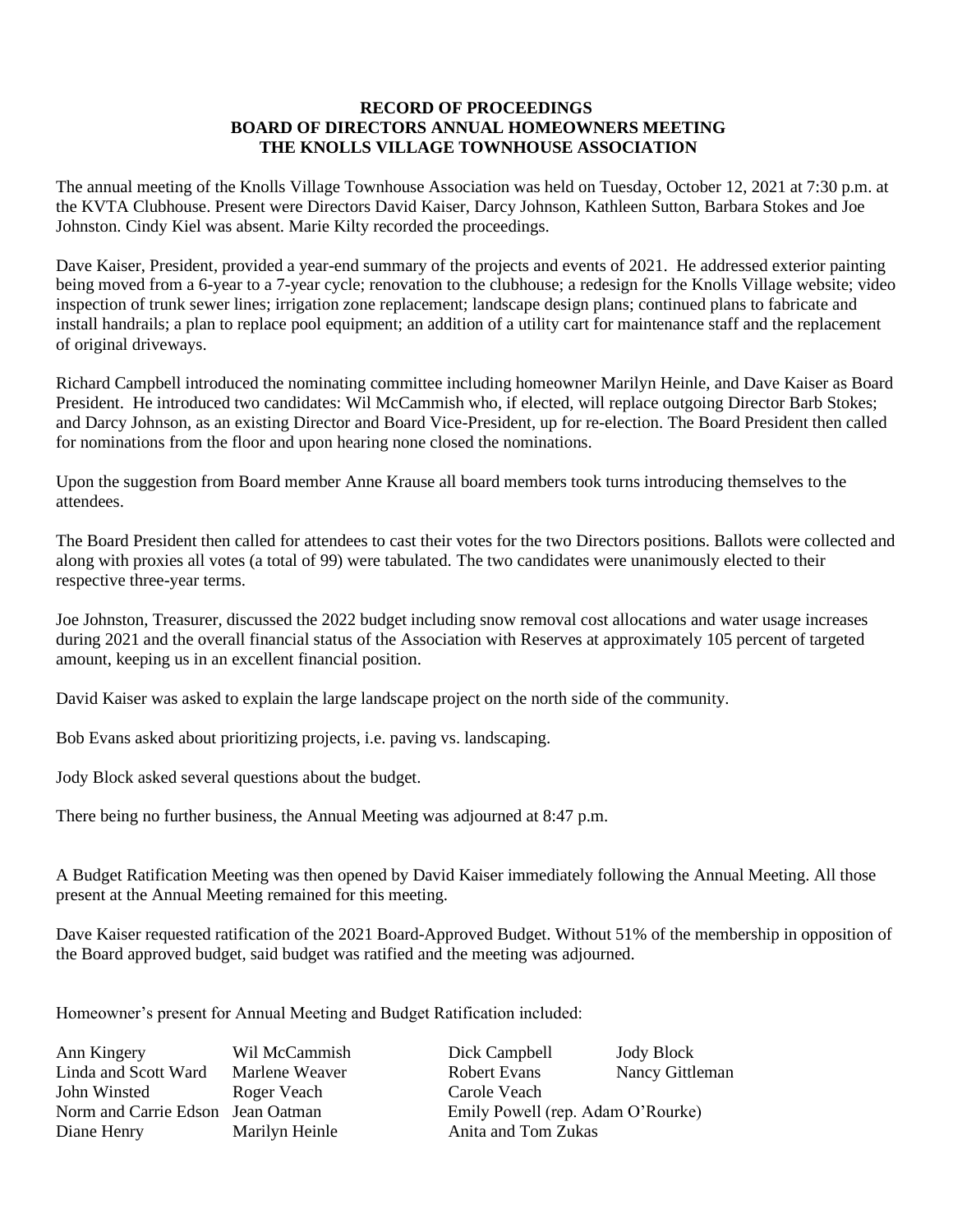**RECORD OF PROCEEDINGS**
**BOARD OF DIRECTORS ANNUAL HOMEOWNERS MEETING**
**THE KNOLLS VILLAGE TOWNHOUSE ASSOCIATION**

The annual meeting of the Knolls Village Townhouse Association was held on Tuesday, October 12, 2021 at 7:30 p.m. at the KVTA Clubhouse. Present were Directors David Kaiser, Darcy Johnson, Kathleen Sutton, Barbara Stokes and Joe Johnston. Cindy Kiel was absent. Marie Kilty recorded the proceedings.

Dave Kaiser, President, provided a year-end summary of the projects and events of 2021. He addressed exterior painting being moved from a 6-year to a 7-year cycle; renovation to the clubhouse; a redesign for the Knolls Village website; video inspection of trunk sewer lines; irrigation zone replacement; landscape design plans; continued plans to fabricate and install handrails; a plan to replace pool equipment; an addition of a utility cart for maintenance staff and the replacement of original driveways.

Richard Campbell introduced the nominating committee including homeowner Marilyn Heinle, and Dave Kaiser as Board President. He introduced two candidates: Wil McCammish who, if elected, will replace outgoing Director Barb Stokes; and Darcy Johnson, as an existing Director and Board Vice-President, up for re-election. The Board President then called for nominations from the floor and upon hearing none closed the nominations.

Upon the suggestion from Board member Anne Krause all board members took turns introducing themselves to the attendees.

The Board President then called for attendees to cast their votes for the two Directors positions. Ballots were collected and along with proxies all votes (a total of 99) were tabulated. The two candidates were unanimously elected to their respective three-year terms.

Joe Johnston, Treasurer, discussed the 2022 budget including snow removal cost allocations and water usage increases during 2021 and the overall financial status of the Association with Reserves at approximately 105 percent of targeted amount, keeping us in an excellent financial position.

David Kaiser was asked to explain the large landscape project on the north side of the community.

Bob Evans asked about prioritizing projects, i.e. paving vs. landscaping.

Jody Block asked several questions about the budget.

There being no further business, the Annual Meeting was adjourned at 8:47 p.m.

A Budget Ratification Meeting was then opened by David Kaiser immediately following the Annual Meeting. All those present at the Annual Meeting remained for this meeting.

Dave Kaiser requested ratification of the 2021 Board-Approved Budget. Without 51% of the membership in opposition of the Board approved budget, said budget was ratified and the meeting was adjourned.

Homeowner's present for Annual Meeting and Budget Ratification included:

| | | | |
|---|---|---|---|
| Ann Kingery | Wil McCammish | Dick Campbell | Jody Block |
| Linda and Scott Ward | Marlene Weaver | Robert Evans | Nancy Gittleman |
| John Winsted | Roger Veach | Carole Veach | |
| Norm and Carrie Edson | Jean Oatman | Emily Powell (rep. Adam O'Rourke) | |
| Diane Henry | Marilyn Heinle | Anita and Tom Zukas | |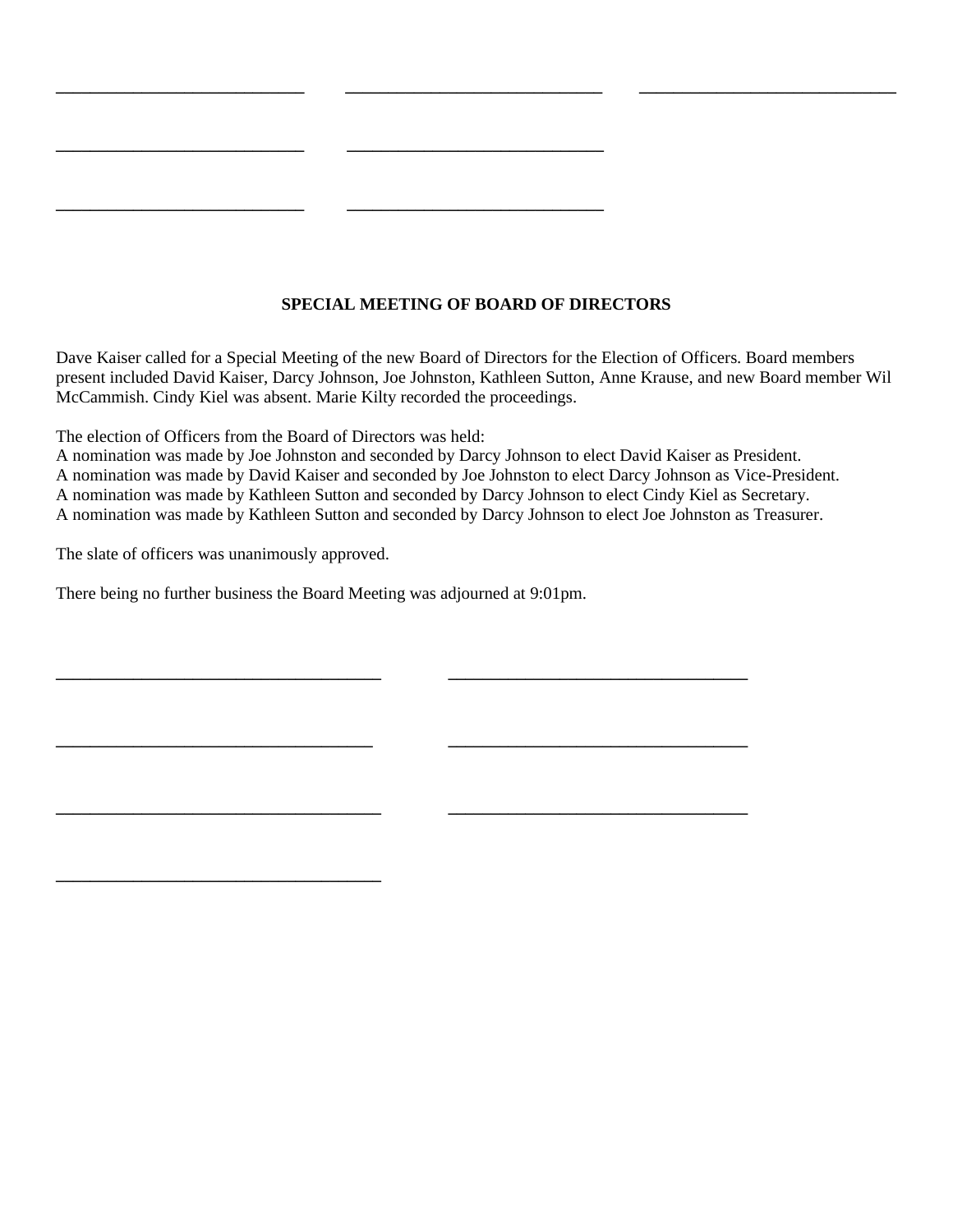\_\_\_\_\_\_\_\_\_\_\_\_\_\_\_\_\_\_\_\_\_\_\_\_\_\_\_ \_\_\_\_\_\_\_\_\_\_\_\_\_\_\_\_\_\_\_\_\_\_\_\_\_\_\_\_ \_\_\_\_\_\_\_\_\_\_\_\_\_\_\_\_\_\_\_\_\_\_\_\_\_\_\_\_

\_\_\_\_\_\_\_\_\_\_\_\_\_\_\_\_\_\_\_\_\_\_\_\_\_\_\_ \_\_\_\_\_\_\_\_\_\_\_\_\_\_\_\_\_\_\_\_\_\_\_\_\_\_\_\_

\_\_\_\_\_\_\_\_\_\_\_\_\_\_\_\_\_\_\_\_\_\_\_\_\_\_\_ \_\_\_\_\_\_\_\_\_\_\_\_\_\_\_\_\_\_\_\_\_\_\_\_\_\_\_\_

**SPECIAL MEETING OF BOARD OF DIRECTORS**

Dave Kaiser called for a Special Meeting of the new Board of Directors for the Election of Officers. Board members present included David Kaiser, Darcy Johnson, Joe Johnston, Kathleen Sutton, Anne Krause, and new Board member Wil McCammish. Cindy Kiel was absent. Marie Kilty recorded the proceedings.

The election of Officers from the Board of Directors was held:
A nomination was made by Joe Johnston and seconded by Darcy Johnson to elect David Kaiser as President.
A nomination was made by David Kaiser and seconded by Joe Johnston to elect Darcy Johnson as Vice-President.
A nomination was made by Kathleen Sutton and seconded by Darcy Johnson to elect Cindy Kiel as Secretary.
A nomination was made by Kathleen Sutton and seconded by Darcy Johnson to elect Joe Johnston as Treasurer.

The slate of officers was unanimously approved.

There being no further business the Board Meeting was adjourned at 9:01pm.

\_\_\_\_\_\_\_\_\_\_\_\_\_\_\_\_\_\_\_\_\_\_\_\_\_\_\_\_\_\_\_\_\_\_\_ \_\_\_\_\_\_\_\_\_\_\_\_\_\_\_\_\_\_\_\_\_\_\_\_\_\_\_\_\_\_\_\_

\_\_\_\_\_\_\_\_\_\_\_\_\_\_\_\_\_\_\_\_\_\_\_\_\_\_\_\_\_\_\_\_\_\_ \_\_\_\_\_\_\_\_\_\_\_\_\_\_\_\_\_\_\_\_\_\_\_\_\_\_\_\_\_\_\_\_

\_\_\_\_\_\_\_\_\_\_\_\_\_\_\_\_\_\_\_\_\_\_\_\_\_\_\_\_\_\_\_\_\_\_\_ \_\_\_\_\_\_\_\_\_\_\_\_\_\_\_\_\_\_\_\_\_\_\_\_\_\_\_\_\_\_\_\_

\_\_\_\_\_\_\_\_\_\_\_\_\_\_\_\_\_\_\_\_\_\_\_\_\_\_\_\_\_\_\_\_\_\_\_